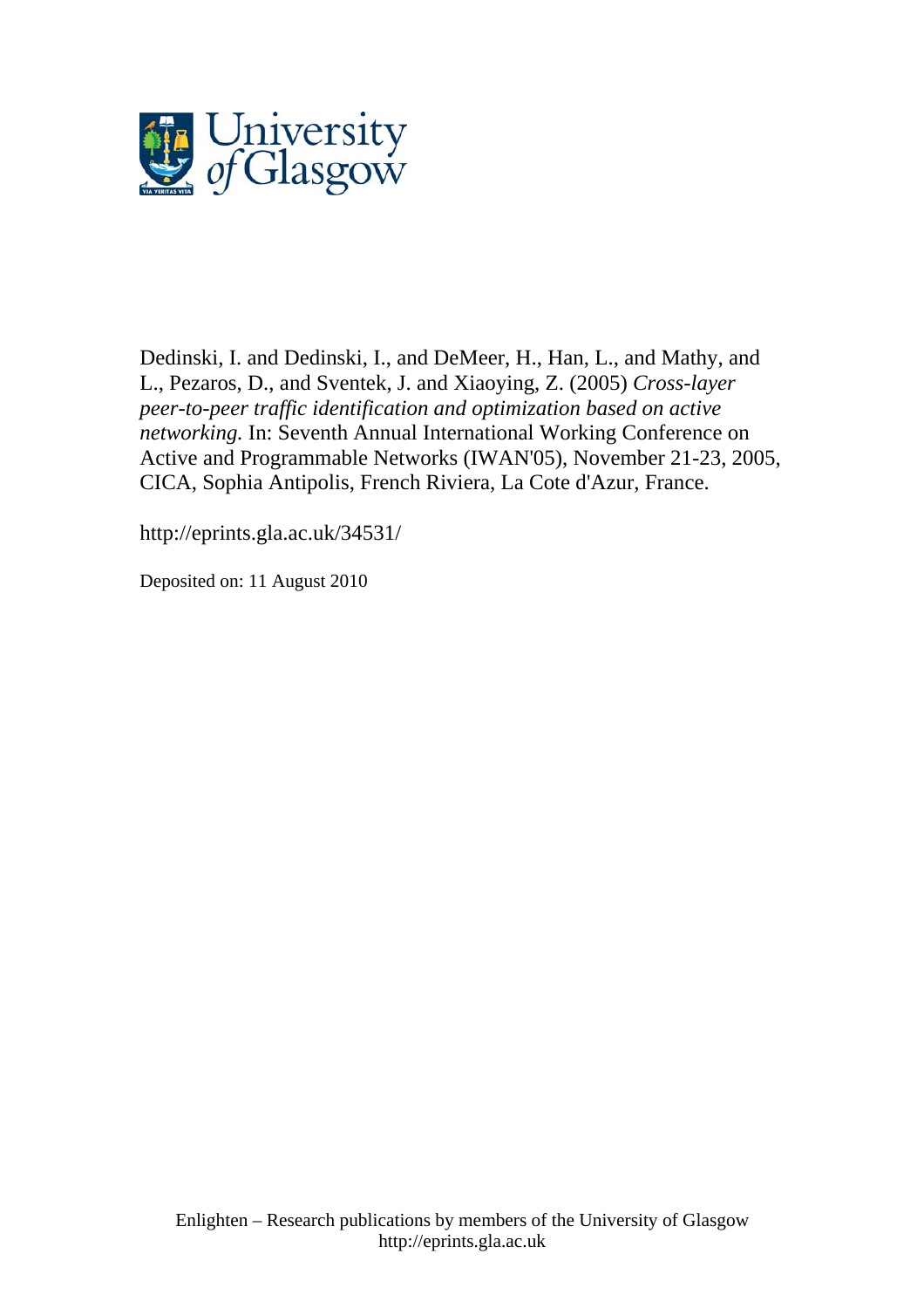University of Glasgow

Dedinski, I. and Dedinski, I., and DeMeer, H., Han, L., and Mathy, and L., Pezaros, D., and Sventek, J. and Xiaoying, Z. (2005) *Cross-layer peer-to-peer traffic identification and optimization based on active networking.* In: Seventh Annual International Working Conference on Active and Programmable Networks (IWAN'05), November 21-23, 2005, CICA, Sophia Antipolis, French Riviera, La Cote d'Azur, France.

http://eprints.gla.ac.uk/34531/

Deposited on: 11 August 2010

Enlighten – Research publications by members of the University of Glasgow
http://eprints.gla.ac.uk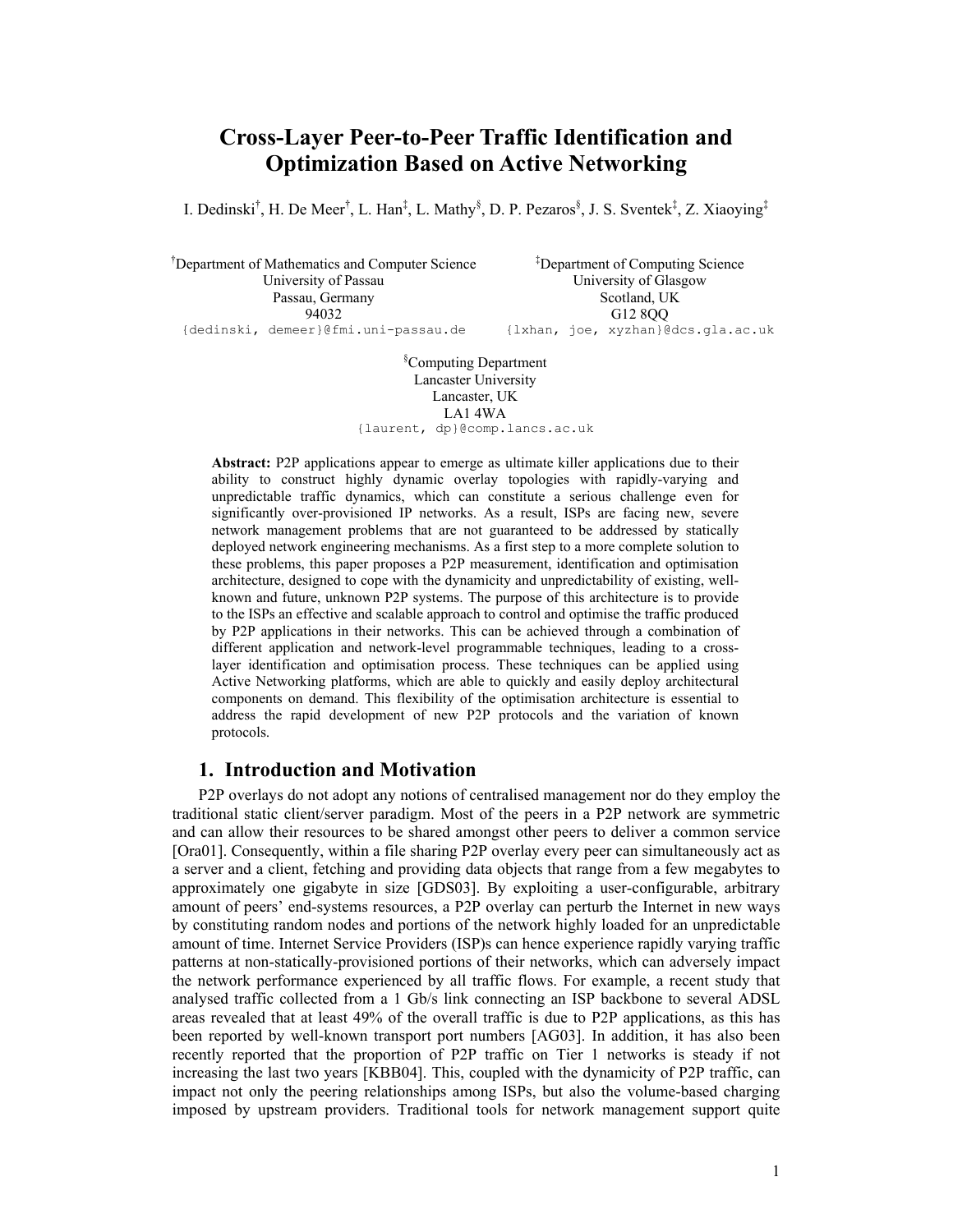// Cross-Layer Peer-to-Peer Traffic Identification and Optimization Based on Active Networking

# Cross-Layer Peer-to-Peer Traffic Identification and Optimization Based on Active Networking

I. Dedinski[†], H. De Meer[†], L. Han[‡], L. Mathy[§], D. P. Pezaros[§], J. S. Sventek[‡], Z. Xiaoying[‡]

[†]Department of Mathematics and Computer Science
University of Passau
Passau, Germany
94032
{dedinski, demeer}@fmi.uni-passau.de

[‡]Department of Computing Science
University of Glasgow
Scotland, UK
G12 8QQ
{lxhan, joe, xyzhan}@dcs.gla.ac.uk

[§]Computing Department
Lancaster University
Lancaster, UK
LA1 4WA
{laurent, dp}@comp.lancs.ac.uk

**Abstract:** P2P applications appear to emerge as ultimate killer applications due to their ability to construct highly dynamic overlay topologies with rapidly-varying and unpredictable traffic dynamics, which can constitute a serious challenge even for significantly over-provisioned IP networks. As a result, ISPs are facing new, severe network management problems that are not guaranteed to be addressed by statically deployed network engineering mechanisms. As a first step to a more complete solution to these problems, this paper proposes a P2P measurement, identification and optimisation architecture, designed to cope with the dynamicity and unpredictability of existing, well-known and future, unknown P2P systems. The purpose of this architecture is to provide to the ISPs an effective and scalable approach to control and optimise the traffic produced by P2P applications in their networks. This can be achieved through a combination of different application and network-level programmable techniques, leading to a cross-layer identification and optimisation process. These techniques can be applied using Active Networking platforms, which are able to quickly and easily deploy architectural components on demand. This flexibility of the optimisation architecture is essential to address the rapid development of new P2P protocols and the variation of known protocols.

## 1. Introduction and Motivation

P2P overlays do not adopt any notions of centralised management nor do they employ the traditional static client/server paradigm. Most of the peers in a P2P network are symmetric and can allow their resources to be shared amongst other peers to deliver a common service [Ora01]. Consequently, within a file sharing P2P overlay every peer can simultaneously act as a server and a client, fetching and providing data objects that range from a few megabytes to approximately one gigabyte in size [GDS03]. By exploiting a user-configurable, arbitrary amount of peers' end-systems resources, a P2P overlay can perturb the Internet in new ways by constituting random nodes and portions of the network highly loaded for an unpredictable amount of time. Internet Service Providers (ISP)s can hence experience rapidly varying traffic patterns at non-statically-provisioned portions of their networks, which can adversely impact the network performance experienced by all traffic flows. For example, a recent study that analysed traffic collected from a 1 Gb/s link connecting an ISP backbone to several ADSL areas revealed that at least 49% of the overall traffic is due to P2P applications, as this has been reported by well-known transport port numbers [AG03]. In addition, it has also been recently reported that the proportion of P2P traffic on Tier 1 networks is steady if not increasing the last two years [KBB04]. This, coupled with the dynamicity of P2P traffic, can impact not only the peering relationships among ISPs, but also the volume-based charging imposed by upstream providers. Traditional tools for network management support quite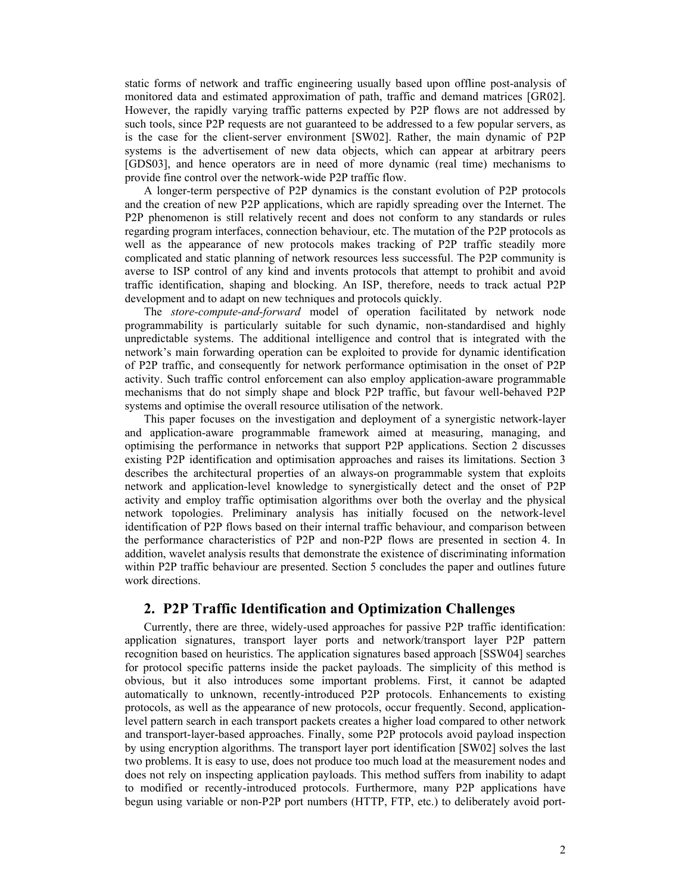static forms of network and traffic engineering usually based upon offline post-analysis of monitored data and estimated approximation of path, traffic and demand matrices [GR02]. However, the rapidly varying traffic patterns expected by P2P flows are not addressed by such tools, since P2P requests are not guaranteed to be addressed to a few popular servers, as is the case for the client-server environment [SW02]. Rather, the main dynamic of P2P systems is the advertisement of new data objects, which can appear at arbitrary peers [GDS03], and hence operators are in need of more dynamic (real time) mechanisms to provide fine control over the network-wide P2P traffic flow.

A longer-term perspective of P2P dynamics is the constant evolution of P2P protocols and the creation of new P2P applications, which are rapidly spreading over the Internet. The P2P phenomenon is still relatively recent and does not conform to any standards or rules regarding program interfaces, connection behaviour, etc. The mutation of the P2P protocols as well as the appearance of new protocols makes tracking of P2P traffic steadily more complicated and static planning of network resources less successful. The P2P community is averse to ISP control of any kind and invents protocols that attempt to prohibit and avoid traffic identification, shaping and blocking. An ISP, therefore, needs to track actual P2P development and to adapt on new techniques and protocols quickly.

The *store-compute-and-forward* model of operation facilitated by network node programmability is particularly suitable for such dynamic, non-standardised and highly unpredictable systems. The additional intelligence and control that is integrated with the network's main forwarding operation can be exploited to provide for dynamic identification of P2P traffic, and consequently for network performance optimisation in the onset of P2P activity. Such traffic control enforcement can also employ application-aware programmable mechanisms that do not simply shape and block P2P traffic, but favour well-behaved P2P systems and optimise the overall resource utilisation of the network.

This paper focuses on the investigation and deployment of a synergistic network-layer and application-aware programmable framework aimed at measuring, managing, and optimising the performance in networks that support P2P applications. Section 2 discusses existing P2P identification and optimisation approaches and raises its limitations. Section 3 describes the architectural properties of an always-on programmable system that exploits network and application-level knowledge to synergistically detect and the onset of P2P activity and employ traffic optimisation algorithms over both the overlay and the physical network topologies. Preliminary analysis has initially focused on the network-level identification of P2P flows based on their internal traffic behaviour, and comparison between the performance characteristics of P2P and non-P2P flows are presented in section 4. In addition, wavelet analysis results that demonstrate the existence of discriminating information within P2P traffic behaviour are presented. Section 5 concludes the paper and outlines future work directions.

## 2. P2P Traffic Identification and Optimization Challenges

Currently, there are three, widely-used approaches for passive P2P traffic identification: application signatures, transport layer ports and network/transport layer P2P pattern recognition based on heuristics. The application signatures based approach [SSW04] searches for protocol specific patterns inside the packet payloads. The simplicity of this method is obvious, but it also introduces some important problems. First, it cannot be adapted automatically to unknown, recently-introduced P2P protocols. Enhancements to existing protocols, as well as the appearance of new protocols, occur frequently. Second, application-level pattern search in each transport packets creates a higher load compared to other network and transport-layer-based approaches. Finally, some P2P protocols avoid payload inspection by using encryption algorithms. The transport layer port identification [SW02] solves the last two problems. It is easy to use, does not produce too much load at the measurement nodes and does not rely on inspecting application payloads. This method suffers from inability to adapt to modified or recently-introduced protocols. Furthermore, many P2P applications have begun using variable or non-P2P port numbers (HTTP, FTP, etc.) to deliberately avoid port-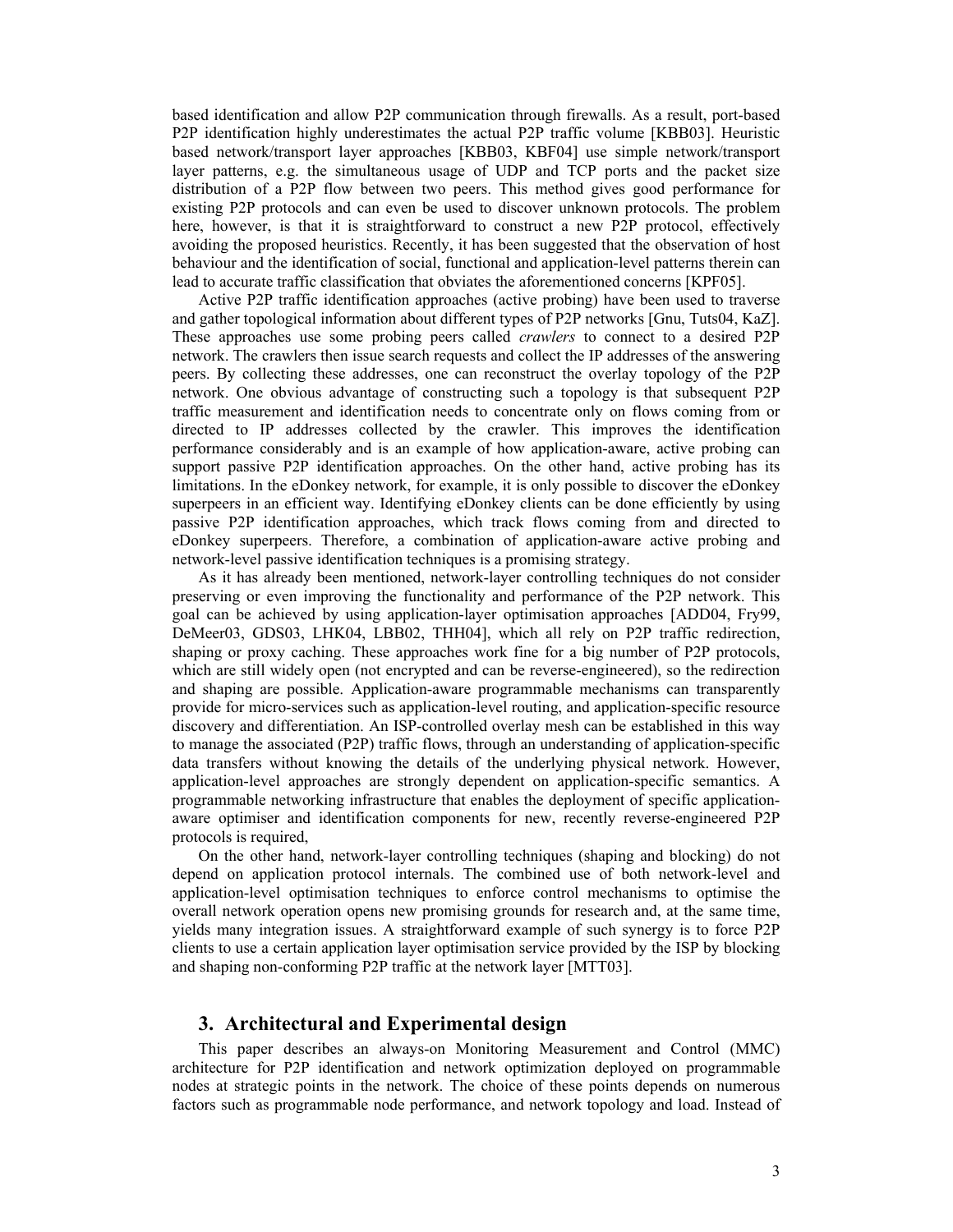based identification and allow P2P communication through firewalls. As a result, port-based P2P identification highly underestimates the actual P2P traffic volume [KBB03]. Heuristic based network/transport layer approaches [KBB03, KBF04] use simple network/transport layer patterns, e.g. the simultaneous usage of UDP and TCP ports and the packet size distribution of a P2P flow between two peers. This method gives good performance for existing P2P protocols and can even be used to discover unknown protocols. The problem here, however, is that it is straightforward to construct a new P2P protocol, effectively avoiding the proposed heuristics. Recently, it has been suggested that the observation of host behaviour and the identification of social, functional and application-level patterns therein can lead to accurate traffic classification that obviates the aforementioned concerns [KPF05].

Active P2P traffic identification approaches (active probing) have been used to traverse and gather topological information about different types of P2P networks [Gnu, Tuts04, KaZ]. These approaches use some probing peers called *crawlers* to connect to a desired P2P network. The crawlers then issue search requests and collect the IP addresses of the answering peers. By collecting these addresses, one can reconstruct the overlay topology of the P2P network. One obvious advantage of constructing such a topology is that subsequent P2P traffic measurement and identification needs to concentrate only on flows coming from or directed to IP addresses collected by the crawler. This improves the identification performance considerably and is an example of how application-aware, active probing can support passive P2P identification approaches. On the other hand, active probing has its limitations. In the eDonkey network, for example, it is only possible to discover the eDonkey superpeers in an efficient way. Identifying eDonkey clients can be done efficiently by using passive P2P identification approaches, which track flows coming from and directed to eDonkey superpeers. Therefore, a combination of application-aware active probing and network-level passive identification techniques is a promising strategy.

As it has already been mentioned, network-layer controlling techniques do not consider preserving or even improving the functionality and performance of the P2P network. This goal can be achieved by using application-layer optimisation approaches [ADD04, Fry99, DeMeer03, GDS03, LHK04, LBB02, THH04], which all rely on P2P traffic redirection, shaping or proxy caching. These approaches work fine for a big number of P2P protocols, which are still widely open (not encrypted and can be reverse-engineered), so the redirection and shaping are possible. Application-aware programmable mechanisms can transparently provide for micro-services such as application-level routing, and application-specific resource discovery and differentiation. An ISP-controlled overlay mesh can be established in this way to manage the associated (P2P) traffic flows, through an understanding of application-specific data transfers without knowing the details of the underlying physical network. However, application-level approaches are strongly dependent on application-specific semantics. A programmable networking infrastructure that enables the deployment of specific application-aware optimiser and identification components for new, recently reverse-engineered P2P protocols is required,

On the other hand, network-layer controlling techniques (shaping and blocking) do not depend on application protocol internals. The combined use of both network-level and application-level optimisation techniques to enforce control mechanisms to optimise the overall network operation opens new promising grounds for research and, at the same time, yields many integration issues. A straightforward example of such synergy is to force P2P clients to use a certain application layer optimisation service provided by the ISP by blocking and shaping non-conforming P2P traffic at the network layer [MTT03].

## 3. Architectural and Experimental design

This paper describes an always-on Monitoring Measurement and Control (MMC) architecture for P2P identification and network optimization deployed on programmable nodes at strategic points in the network. The choice of these points depends on numerous factors such as programmable node performance, and network topology and load. Instead of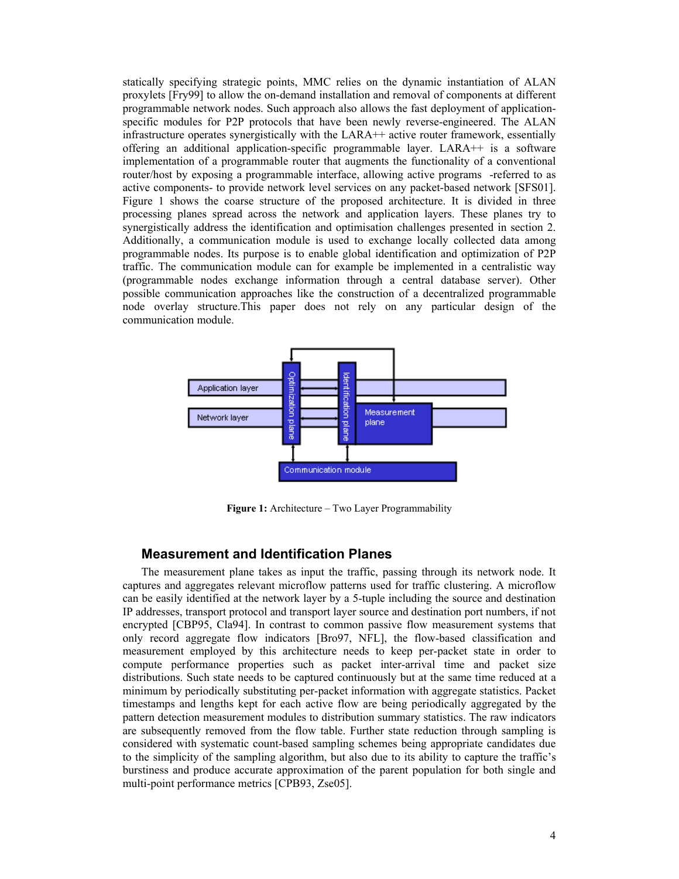statically specifying strategic points, MMC relies on the dynamic instantiation of ALAN proxylets [Fry99] to allow the on-demand installation and removal of components at different programmable network nodes. Such approach also allows the fast deployment of application-specific modules for P2P protocols that have been newly reverse-engineered. The ALAN infrastructure operates synergistically with the LARA++ active router framework, essentially offering an additional application-specific programmable layer. LARA++ is a software implementation of a programmable router that augments the functionality of a conventional router/host by exposing a programmable interface, allowing active programs -referred to as active components- to provide network level services on any packet-based network [SFS01]. Figure 1 shows the coarse structure of the proposed architecture. It is divided in three processing planes spread across the network and application layers. These planes try to synergistically address the identification and optimisation challenges presented in section 2. Additionally, a communication module is used to exchange locally collected data among programmable nodes. Its purpose is to enable global identification and optimization of P2P traffic. The communication module can for example be implemented in a centralistic way (programmable nodes exchange information through a central database server). Other possible communication approaches like the construction of a decentralized programmable node overlay structure.This paper does not rely on any particular design of the communication module.

**Figure 1:** Architecture – Two Layer Programmability

## Measurement and Identification Planes

The measurement plane takes as input the traffic, passing through its network node. It captures and aggregates relevant microflow patterns used for traffic clustering. A microflow can be easily identified at the network layer by a 5-tuple including the source and destination IP addresses, transport protocol and transport layer source and destination port numbers, if not encrypted [CBP95, Cla94]. In contrast to common passive flow measurement systems that only record aggregate flow indicators [Bro97, NFL], the flow-based classification and measurement employed by this architecture needs to keep per-packet state in order to compute performance properties such as packet inter-arrival time and packet size distributions. Such state needs to be captured continuously but at the same time reduced at a minimum by periodically substituting per-packet information with aggregate statistics. Packet timestamps and lengths kept for each active flow are being periodically aggregated by the pattern detection measurement modules to distribution summary statistics. The raw indicators are subsequently removed from the flow table. Further state reduction through sampling is considered with systematic count-based sampling schemes being appropriate candidates due to the simplicity of the sampling algorithm, but also due to its ability to capture the traffic's burstiness and produce accurate approximation of the parent population for both single and multi-point performance metrics [CPB93, Zse05].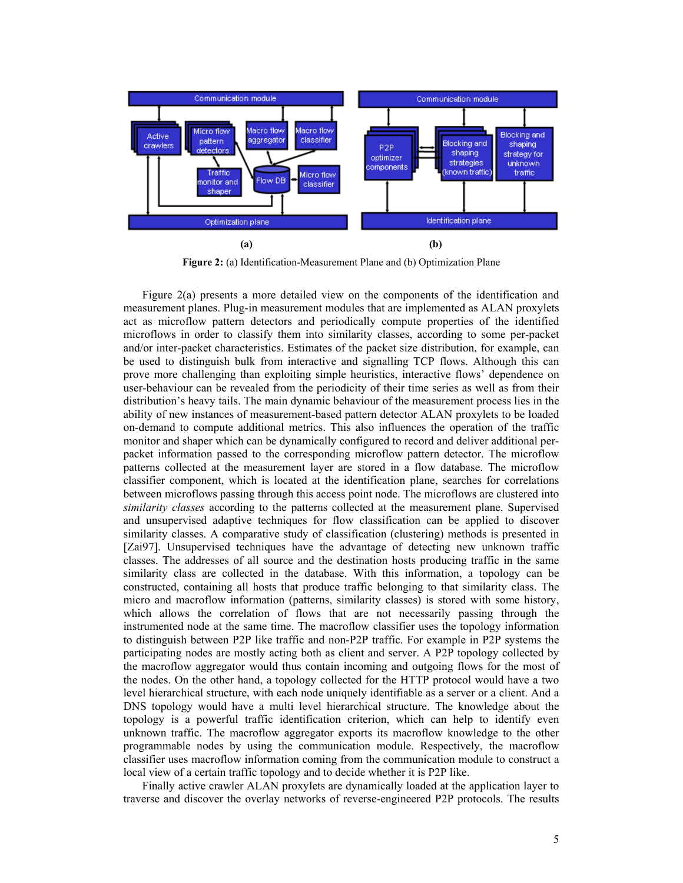Communication module

Active crawlers

Micro flow pattern detectors

Macro flow aggregator

Macro flow classifier

Traffic monitor and shaper

Flow DB

Micro flow classifier

Optimization plane

(a)

Communication module

P2P optimizer components

Blocking and shaping strategies (known traffic)

Blocking and shaping strategy for unknown traffic

Identification plane

(b)

**Figure 2:** (a) Identification-Measurement Plane and (b) Optimization Plane

Figure 2(a) presents a more detailed view on the components of the identification and measurement planes. Plug-in measurement modules that are implemented as ALAN proxylets act as microflow pattern detectors and periodically compute properties of the identified microflows in order to classify them into similarity classes, according to some per-packet and/or inter-packet characteristics. Estimates of the packet size distribution, for example, can be used to distinguish bulk from interactive and signalling TCP flows. Although this can prove more challenging than exploiting simple heuristics, interactive flows' dependence on user-behaviour can be revealed from the periodicity of their time series as well as from their distribution's heavy tails. The main dynamic behaviour of the measurement process lies in the ability of new instances of measurement-based pattern detector ALAN proxylets to be loaded on-demand to compute additional metrics. This also influences the operation of the traffic monitor and shaper which can be dynamically configured to record and deliver additional per-packet information passed to the corresponding microflow pattern detector. The microflow patterns collected at the measurement layer are stored in a flow database. The microflow classifier component, which is located at the identification plane, searches for correlations between microflows passing through this access point node. The microflows are clustered into *similarity classes* according to the patterns collected at the measurement plane. Supervised and unsupervised adaptive techniques for flow classification can be applied to discover similarity classes. A comparative study of classification (clustering) methods is presented in [Zai97]. Unsupervised techniques have the advantage of detecting new unknown traffic classes. The addresses of all source and the destination hosts producing traffic in the same similarity class are collected in the database. With this information, a topology can be constructed, containing all hosts that produce traffic belonging to that similarity class. The micro and macroflow information (patterns, similarity classes) is stored with some history, which allows the correlation of flows that are not necessarily passing through the instrumented node at the same time. The macroflow classifier uses the topology information to distinguish between P2P like traffic and non-P2P traffic. For example in P2P systems the participating nodes are mostly acting both as client and server. A P2P topology collected by the macroflow aggregator would thus contain incoming and outgoing flows for the most of the nodes. On the other hand, a topology collected for the HTTP protocol would have a two level hierarchical structure, with each node uniquely identifiable as a server or a client. And a DNS topology would have a multi level hierarchical structure. The knowledge about the topology is a powerful traffic identification criterion, which can help to identify even unknown traffic. The macroflow aggregator exports its macroflow knowledge to the other programmable nodes by using the communication module. Respectively, the macroflow classifier uses macroflow information coming from the communication module to construct a local view of a certain traffic topology and to decide whether it is P2P like.

Finally active crawler ALAN proxylets are dynamically loaded at the application layer to traverse and discover the overlay networks of reverse-engineered P2P protocols. The results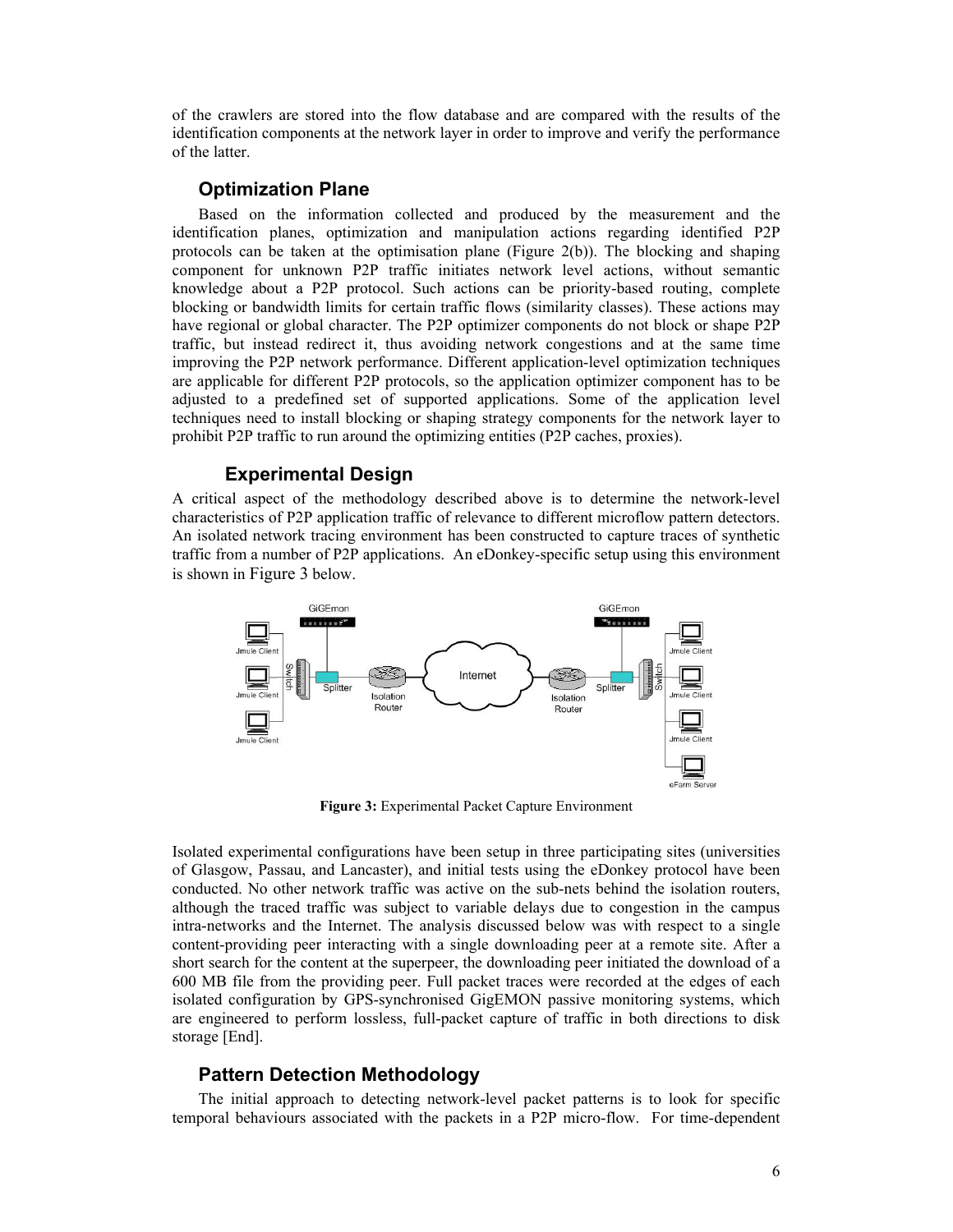of the crawlers are stored into the flow database and are compared with the results of the identification components at the network layer in order to improve and verify the performance of the latter.

### Optimization Plane

Based on the information collected and produced by the measurement and the identification planes, optimization and manipulation actions regarding identified P2P protocols can be taken at the optimisation plane (Figure 2(b)). The blocking and shaping component for unknown P2P traffic initiates network level actions, without semantic knowledge about a P2P protocol. Such actions can be priority-based routing, complete blocking or bandwidth limits for certain traffic flows (similarity classes). These actions may have regional or global character. The P2P optimizer components do not block or shape P2P traffic, but instead redirect it, thus avoiding network congestions and at the same time improving the P2P network performance. Different application-level optimization techniques are applicable for different P2P protocols, so the application optimizer component has to be adjusted to a predefined set of supported applications. Some of the application level techniques need to install blocking or shaping strategy components for the network layer to prohibit P2P traffic to run around the optimizing entities (P2P caches, proxies).

### Experimental Design

A critical aspect of the methodology described above is to determine the network-level characteristics of P2P application traffic of relevance to different microflow pattern detectors. An isolated network tracing environment has been constructed to capture traces of synthetic traffic from a number of P2P applications. An eDonkey-specific setup using this environment is shown in Figure 3 below.

**Figure 3:** Experimental Packet Capture Environment

Isolated experimental configurations have been setup in three participating sites (universities of Glasgow, Passau, and Lancaster), and initial tests using the eDonkey protocol have been conducted. No other network traffic was active on the sub-nets behind the isolation routers, although the traced traffic was subject to variable delays due to congestion in the campus intra-networks and the Internet. The analysis discussed below was with respect to a single content-providing peer interacting with a single downloading peer at a remote site. After a short search for the content at the superpeer, the downloading peer initiated the download of a 600 MB file from the providing peer. Full packet traces were recorded at the edges of each isolated configuration by GPS-synchronised GigEMON passive monitoring systems, which are engineered to perform lossless, full-packet capture of traffic in both directions to disk storage [End].

### Pattern Detection Methodology

The initial approach to detecting network-level packet patterns is to look for specific temporal behaviours associated with the packets in a P2P micro-flow. For time-dependent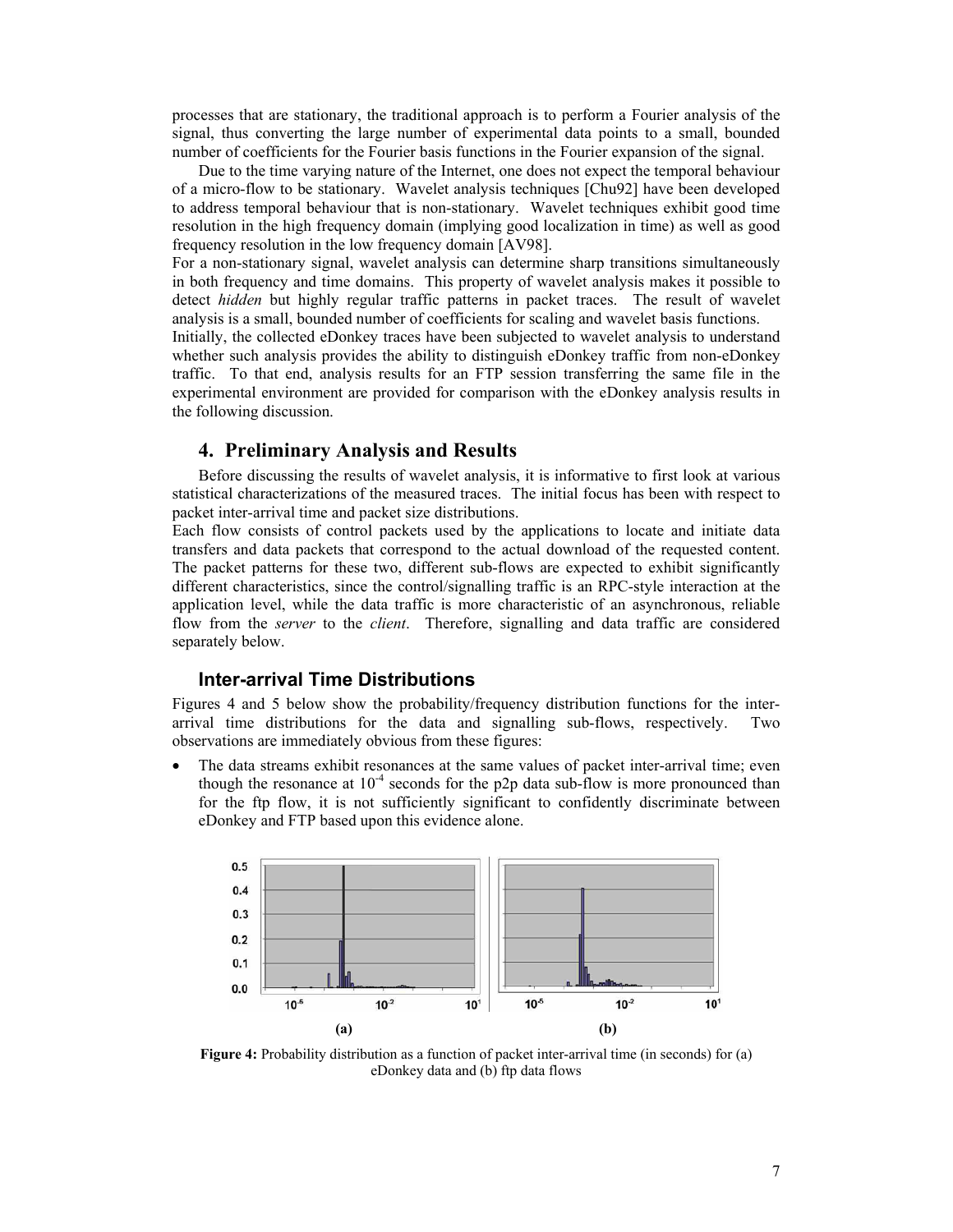processes that are stationary, the traditional approach is to perform a Fourier analysis of the signal, thus converting the large number of experimental data points to a small, bounded number of coefficients for the Fourier basis functions in the Fourier expansion of the signal.

Due to the time varying nature of the Internet, one does not expect the temporal behaviour of a micro-flow to be stationary. Wavelet analysis techniques [Chu92] have been developed to address temporal behaviour that is non-stationary. Wavelet techniques exhibit good time resolution in the high frequency domain (implying good localization in time) as well as good frequency resolution in the low frequency domain [AV98].

For a non-stationary signal, wavelet analysis can determine sharp transitions simultaneously in both frequency and time domains. This property of wavelet analysis makes it possible to detect *hidden* but highly regular traffic patterns in packet traces. The result of wavelet analysis is a small, bounded number of coefficients for scaling and wavelet basis functions.

Initially, the collected eDonkey traces have been subjected to wavelet analysis to understand whether such analysis provides the ability to distinguish eDonkey traffic from non-eDonkey traffic. To that end, analysis results for an FTP session transferring the same file in the experimental environment are provided for comparison with the eDonkey analysis results in the following discussion.

## 4. Preliminary Analysis and Results

Before discussing the results of wavelet analysis, it is informative to first look at various statistical characterizations of the measured traces. The initial focus has been with respect to packet inter-arrival time and packet size distributions.

Each flow consists of control packets used by the applications to locate and initiate data transfers and data packets that correspond to the actual download of the requested content. The packet patterns for these two, different sub-flows are expected to exhibit significantly different characteristics, since the control/signalling traffic is an RPC-style interaction at the application level, while the data traffic is more characteristic of an asynchronous, reliable flow from the *server* to the *client*. Therefore, signalling and data traffic are considered separately below.

### Inter-arrival Time Distributions

Figures 4 and 5 below show the probability/frequency distribution functions for the inter-arrival time distributions for the data and signalling sub-flows, respectively. Two observations are immediately obvious from these figures:

- The data streams exhibit resonances at the same values of packet inter-arrival time; even though the resonance at $10^{-4}$ seconds for the p2p data sub-flow is more pronounced than for the ftp flow, it is not sufficiently significant to confidently discriminate between eDonkey and FTP based upon this evidence alone.

**Figure 4:** Probability distribution as a function of packet inter-arrival time (in seconds) for (a) eDonkey data and (b) ftp data flows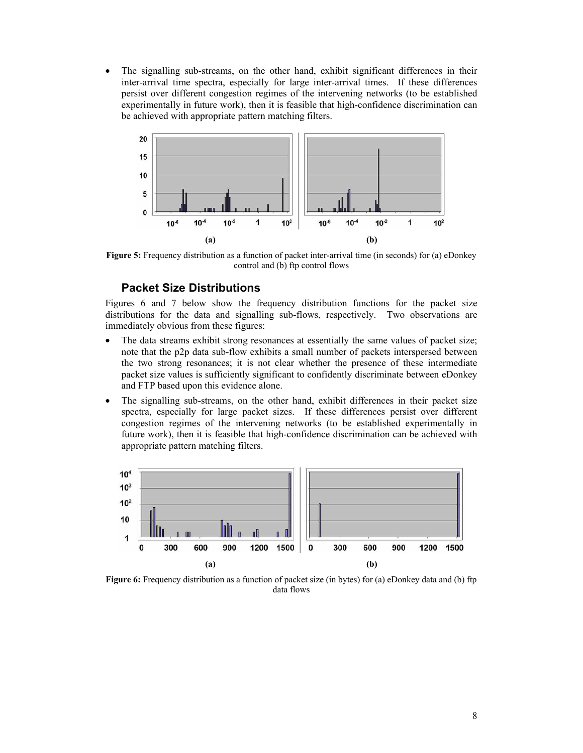- The signalling sub-streams, on the other hand, exhibit significant differences in their inter-arrival time spectra, especially for large inter-arrival times. If these differences persist over different congestion regimes of the intervening networks (to be established experimentally in future work), then it is feasible that high-confidence discrimination can be achieved with appropriate pattern matching filters.

**Figure 5:** Frequency distribution as a function of packet inter-arrival time (in seconds) for (a) eDonkey control and (b) ftp control flows

### Packet Size Distributions

Figures 6 and 7 below show the frequency distribution functions for the packet size distributions for the data and signalling sub-flows, respectively. Two observations are immediately obvious from these figures:

- The data streams exhibit strong resonances at essentially the same values of packet size; note that the p2p data sub-flow exhibits a small number of packets interspersed between the two strong resonances; it is not clear whether the presence of these intermediate packet size values is sufficiently significant to confidently discriminate between eDonkey and FTP based upon this evidence alone.
- The signalling sub-streams, on the other hand, exhibit differences in their packet size spectra, especially for large packet sizes. If these differences persist over different congestion regimes of the intervening networks (to be established experimentally in future work), then it is feasible that high-confidence discrimination can be achieved with appropriate pattern matching filters.

**Figure 6:** Frequency distribution as a function of packet size (in bytes) for (a) eDonkey data and (b) ftp data flows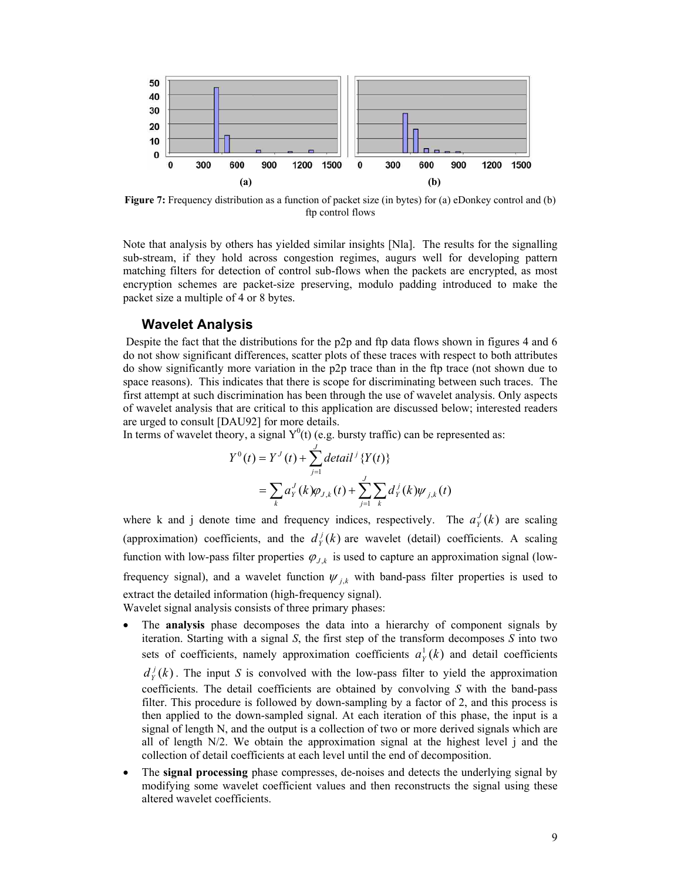**Figure 7:** Frequency distribution as a function of packet size (in bytes) for (a) eDonkey control and (b) ftp control flows

Note that analysis by others has yielded similar insights [Nla]. The results for the signalling sub-stream, if they hold across congestion regimes, augurs well for developing pattern matching filters for detection of control sub-flows when the packets are encrypted, as most encryption schemes are packet-size preserving, modulo padding introduced to make the packet size a multiple of 4 or 8 bytes.

## Wavelet Analysis

Despite the fact that the distributions for the p2p and ftp data flows shown in figures 4 and 6 do not show significant differences, scatter plots of these traces with respect to both attributes do show significantly more variation in the p2p trace than in the ftp trace (not shown due to space reasons). This indicates that there is scope for discriminating between such traces. The first attempt at such discrimination has been through the use of wavelet analysis. Only aspects of wavelet analysis that are critical to this application are discussed below; interested readers are urged to consult [DAU92] for more details.

In terms of wavelet theory, a signal $Y^0(t)$ (e.g. bursty traffic) can be represented as:

$$Y^0(t) = Y^J(t) + \sum_{j=1}^{J} detail^j\{Y(t)\}$$

$$= \sum_k a_Y^J(k)\varphi_{J,k}(t) + \sum_{j=1}^{J}\sum_k d_Y^j(k)\psi_{j,k}(t)$$

where k and j denote time and frequency indices, respectively. The $a_Y^J(k)$ are scaling (approximation) coefficients, and the $d_Y^j(k)$ are wavelet (detail) coefficients. A scaling function with low-pass filter properties $\varphi_{J,k}$ is used to capture an approximation signal (low-frequency signal), and a wavelet function $\psi_{j,k}$ with band-pass filter properties is used to extract the detailed information (high-frequency signal).

Wavelet signal analysis consists of three primary phases:

- The **analysis** phase decomposes the data into a hierarchy of component signals by iteration. Starting with a signal *S*, the first step of the transform decomposes *S* into two sets of coefficients, namely approximation coefficients $a_Y^1(k)$ and detail coefficients $d_Y^j(k)$. The input *S* is convolved with the low-pass filter to yield the approximation coefficients. The detail coefficients are obtained by convolving *S* with the band-pass filter. This procedure is followed by down-sampling by a factor of 2, and this process is then applied to the down-sampled signal. At each iteration of this phase, the input is a signal of length N, and the output is a collection of two or more derived signals which are all of length N/2. We obtain the approximation signal at the highest level j and the collection of detail coefficients at each level until the end of decomposition.
- The **signal processing** phase compresses, de-noises and detects the underlying signal by modifying some wavelet coefficient values and then reconstructs the signal using these altered wavelet coefficients.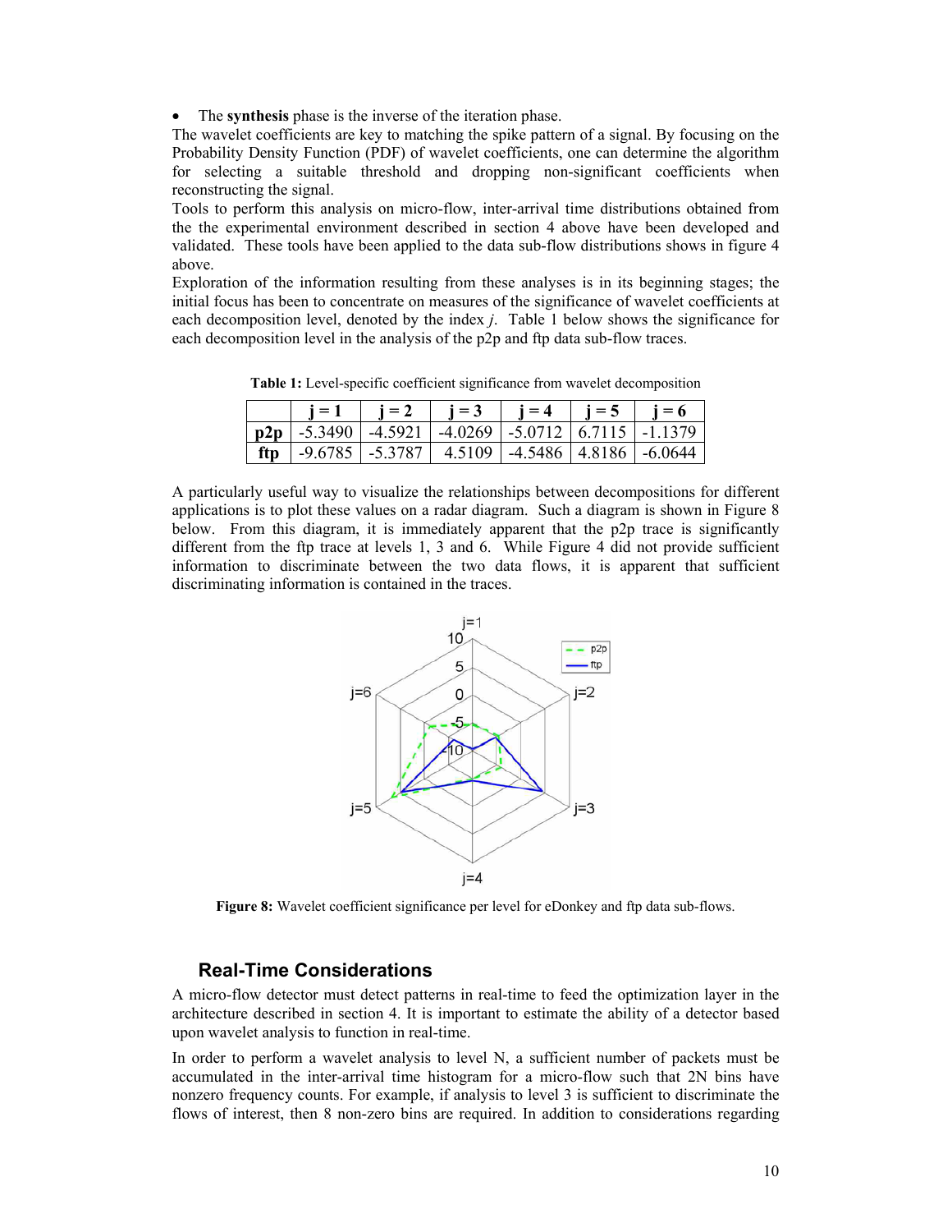- The **synthesis** phase is the inverse of the iteration phase.

The wavelet coefficients are key to matching the spike pattern of a signal. By focusing on the Probability Density Function (PDF) of wavelet coefficients, one can determine the algorithm for selecting a suitable threshold and dropping non-significant coefficients when reconstructing the signal.

Tools to perform this analysis on micro-flow, inter-arrival time distributions obtained from the the experimental environment described in section 4 above have been developed and validated. These tools have been applied to the data sub-flow distributions shows in figure 4 above.

Exploration of the information resulting from these analyses is in its beginning stages; the initial focus has been to concentrate on measures of the significance of wavelet coefficients at each decomposition level, denoted by the index *j*. Table 1 below shows the significance for each decomposition level in the analysis of the p2p and ftp data sub-flow traces.

**Table 1:** Level-specific coefficient significance from wavelet decomposition

| | j = 1 | j = 2 | j = 3 | j = 4 | j = 5 | j = 6 |
|---|---|---|---|---|---|---|
| **p2p** | -5.3490 | -4.5921 | -4.0269 | -5.0712 | 6.7115 | -1.1379 |
| **ftp** | -9.6785 | -5.3787 | 4.5109 | -4.5486 | 4.8186 | -6.0644 |

A particularly useful way to visualize the relationships between decompositions for different applications is to plot these values on a radar diagram. Such a diagram is shown in Figure 8 below. From this diagram, it is immediately apparent that the p2p trace is significantly different from the ftp trace at levels 1, 3 and 6. While Figure 4 did not provide sufficient information to discriminate between the two data flows, it is apparent that sufficient discriminating information is contained in the traces.

**Figure 8:** Wavelet coefficient significance per level for eDonkey and ftp data sub-flows.

## Real-Time Considerations

A micro-flow detector must detect patterns in real-time to feed the optimization layer in the architecture described in section 4. It is important to estimate the ability of a detector based upon wavelet analysis to function in real-time.

In order to perform a wavelet analysis to level N, a sufficient number of packets must be accumulated in the inter-arrival time histogram for a micro-flow such that 2N bins have nonzero frequency counts. For example, if analysis to level 3 is sufficient to discriminate the flows of interest, then 8 non-zero bins are required. In addition to considerations regarding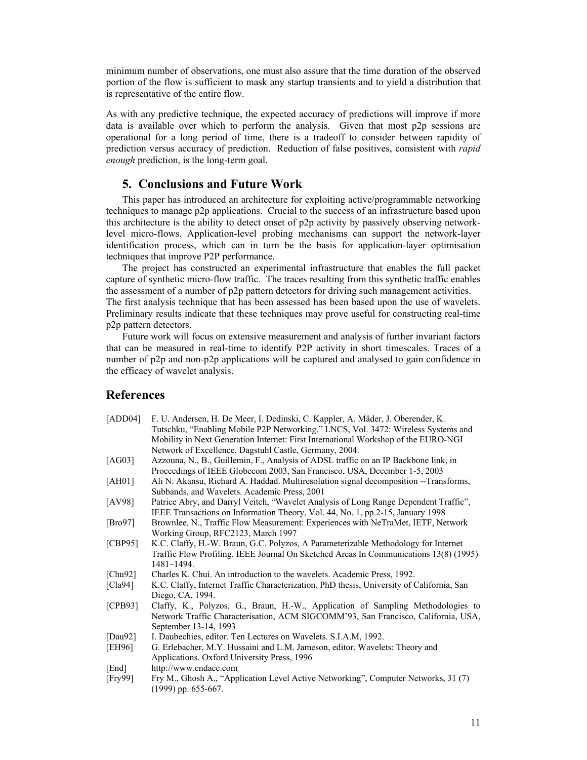minimum number of observations, one must also assure that the time duration of the observed portion of the flow is sufficient to mask any startup transients and to yield a distribution that is representative of the entire flow.

As with any predictive technique, the expected accuracy of predictions will improve if more data is available over which to perform the analysis. Given that most p2p sessions are operational for a long period of time, there is a tradeoff to consider between rapidity of prediction versus accuracy of prediction. Reduction of false positives, consistent with *rapid enough* prediction, is the long-term goal.

## 5. Conclusions and Future Work

This paper has introduced an architecture for exploiting active/programmable networking techniques to manage p2p applications. Crucial to the success of an infrastructure based upon this architecture is the ability to detect onset of p2p activity by passively observing network-level micro-flows. Application-level probing mechanisms can support the network-layer identification process, which can in turn be the basis for application-layer optimisation techniques that improve P2P performance.

The project has constructed an experimental infrastructure that enables the full packet capture of synthetic micro-flow traffic. The traces resulting from this synthetic traffic enables the assessment of a number of p2p pattern detectors for driving such management activities. The first analysis technique that has been assessed has been based upon the use of wavelets. Preliminary results indicate that these techniques may prove useful for constructing real-time p2p pattern detectors.

Future work will focus on extensive measurement and analysis of further invariant factors that can be measured in real-time to identify P2P activity in short timescales. Traces of a number of p2p and non-p2p applications will be captured and analysed to gain confidence in the efficacy of wavelet analysis.

## References

[ADD04] F. U. Andersen, H. De Meer, I. Dedinski, C. Kappler, A. Mäder, J. Oberender, K. Tutschku, "Enabling Mobile P2P Networking." LNCS, Vol. 3472: Wireless Systems and Mobility in Next Generation Internet: First International Workshop of the EURO-NGI Network of Excellence, Dagstuhl Castle, Germany, 2004.

[AG03] Azzouna, N., B., Guillemin, F., Analysis of ADSL traffic on an IP Backbone link, in Proceedings of IEEE Globecom 2003, San Francisco, USA, December 1-5, 2003

[AH01] Ali N. Akansu, Richard A. Haddad. Multiresolution signal decomposition --Transforms, Subbands, and Wavelets. Academic Press, 2001

[AV98] Patrice Abry, and Darryl Veitch, "Wavelet Analysis of Long Range Dependent Traffic", IEEE Transactions on Information Theory, Vol. 44, No. 1, pp.2-15, January 1998

[Bro97] Brownlee, N., Traffic Flow Measurement: Experiences with NeTraMet, IETF, Network Working Group, RFC2123, March 1997

[CBP95] K.C. Claffy, H.-W. Braun, G.C. Polyzos, A Parameterizable Methodology for Internet Traffic Flow Profiling. IEEE Journal On Sketched Areas In Communications 13(8) (1995) 1481–1494.

[Chu92] Charles K. Chui. An introduction to the wavelets. Academic Press, 1992.

[Cla94] K.C. Claffy, Internet Traffic Characterization. PhD thesis, University of California, San Diego, CA, 1994.

[CPB93] Claffy, K., Polyzos, G., Braun, H.-W., Application of Sampling Methodologies to Network Traffic Characterisation, ACM SIGCOMM'93, San Francisco, California, USA, September 13-14, 1993

[Dau92] I. Daubechies, editor. Ten Lectures on Wavelets. S.I.A.M, 1992.

[EH96] G. Erlebacher, M.Y. Hussaini and L.M. Jameson, editor. Wavelets: Theory and Applications. Oxford University Press, 1996

[End] http://www.endace.com

[Fry99] Fry M., Ghosh A., "Application Level Active Networking", Computer Networks, 31 (7) (1999) pp. 655-667.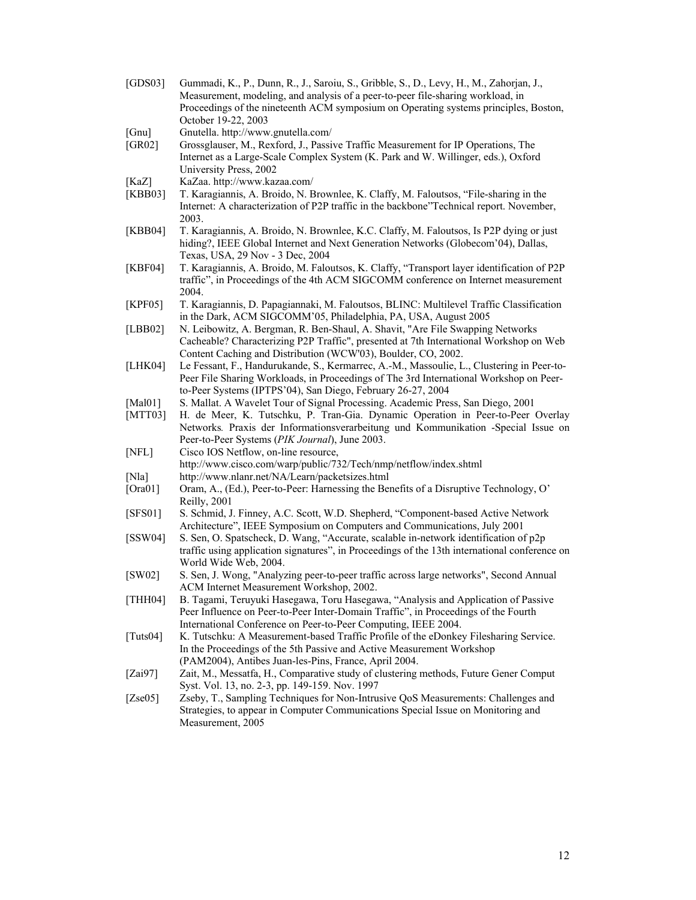[GDS03] Gummadi, K., P., Dunn, R., J., Saroiu, S., Gribble, S., D., Levy, H., M., Zahorjan, J., Measurement, modeling, and analysis of a peer-to-peer file-sharing workload, in Proceedings of the nineteenth ACM symposium on Operating systems principles, Boston, October 19-22, 2003

[Gnu] Gnutella. http://www.gnutella.com/

[GR02] Grossglauser, M., Rexford, J., Passive Traffic Measurement for IP Operations, The Internet as a Large-Scale Complex System (K. Park and W. Willinger, eds.), Oxford University Press, 2002

[KaZ] KaZaa. http://www.kazaa.com/

[KBB03] T. Karagiannis, A. Broido, N. Brownlee, K. Claffy, M. Faloutsos, "File-sharing in the Internet: A characterization of P2P traffic in the backbone"Technical report. November, 2003.

[KBB04] T. Karagiannis, A. Broido, N. Brownlee, K.C. Claffy, M. Faloutsos, Is P2P dying or just hiding?, IEEE Global Internet and Next Generation Networks (Globecom'04), Dallas, Texas, USA, 29 Nov - 3 Dec, 2004

[KBF04] T. Karagiannis, A. Broido, M. Faloutsos, K. Claffy, "Transport layer identification of P2P traffic", in Proceedings of the 4th ACM SIGCOMM conference on Internet measurement 2004.

[KPF05] T. Karagiannis, D. Papagiannaki, M. Faloutsos, BLINC: Multilevel Traffic Classification in the Dark, ACM SIGCOMM'05, Philadelphia, PA, USA, August 2005

[LBB02] N. Leibowitz, A. Bergman, R. Ben-Shaul, A. Shavit, "Are File Swapping Networks Cacheable? Characterizing P2P Traffic", presented at 7th International Workshop on Web Content Caching and Distribution (WCW'03), Boulder, CO, 2002.

[LHK04] Le Fessant, F., Handurukande, S., Kermarrec, A.-M., Massoulie, L., Clustering in Peer-to-Peer File Sharing Workloads, in Proceedings of The 3rd International Workshop on Peer-to-Peer Systems (IPTPS'04), San Diego, February 26-27, 2004

[Mal01] S. Mallat. A Wavelet Tour of Signal Processing. Academic Press, San Diego, 2001

[MTT03] H. de Meer, K. Tutschku, P. Tran-Gia. Dynamic Operation in Peer-to-Peer Overlay Networks*.* Praxis der Informationsverarbeitung und Kommunikation -Special Issue on Peer-to-Peer Systems (*PIK Journal*), June 2003.

[NFL] Cisco IOS Netflow, on-line resource, http://www.cisco.com/warp/public/732/Tech/nmp/netflow/index.shtml

[Nla] http://www.nlanr.net/NA/Learn/packetsizes.html

[Ora01] Oram, A., (Ed.), Peer-to-Peer: Harnessing the Benefits of a Disruptive Technology, O' Reilly, 2001

[SFS01] S. Schmid, J. Finney, A.C. Scott, W.D. Shepherd, "Component-based Active Network Architecture", IEEE Symposium on Computers and Communications, July 2001

[SSW04] S. Sen, O. Spatscheck, D. Wang, "Accurate, scalable in-network identification of p2p traffic using application signatures", in Proceedings of the 13th international conference on World Wide Web, 2004.

[SW02] S. Sen, J. Wong, "Analyzing peer-to-peer traffic across large networks", Second Annual ACM Internet Measurement Workshop, 2002.

[THH04] B. Tagami, Teruyuki Hasegawa, Toru Hasegawa, "Analysis and Application of Passive Peer Influence on Peer-to-Peer Inter-Domain Traffic", in Proceedings of the Fourth International Conference on Peer-to-Peer Computing, IEEE 2004.

[Tuts04] K. Tutschku: A Measurement-based Traffic Profile of the eDonkey Filesharing Service. In the Proceedings of the 5th Passive and Active Measurement Workshop (PAM2004), Antibes Juan-les-Pins, France, April 2004.

[Zai97] Zait, M., Messatfa, H., Comparative study of clustering methods, Future Gener Comput Syst. Vol. 13, no. 2-3, pp. 149-159. Nov. 1997

[Zse05] Zseby, T., Sampling Techniques for Non-Intrusive QoS Measurements: Challenges and Strategies, to appear in Computer Communications Special Issue on Monitoring and Measurement, 2005